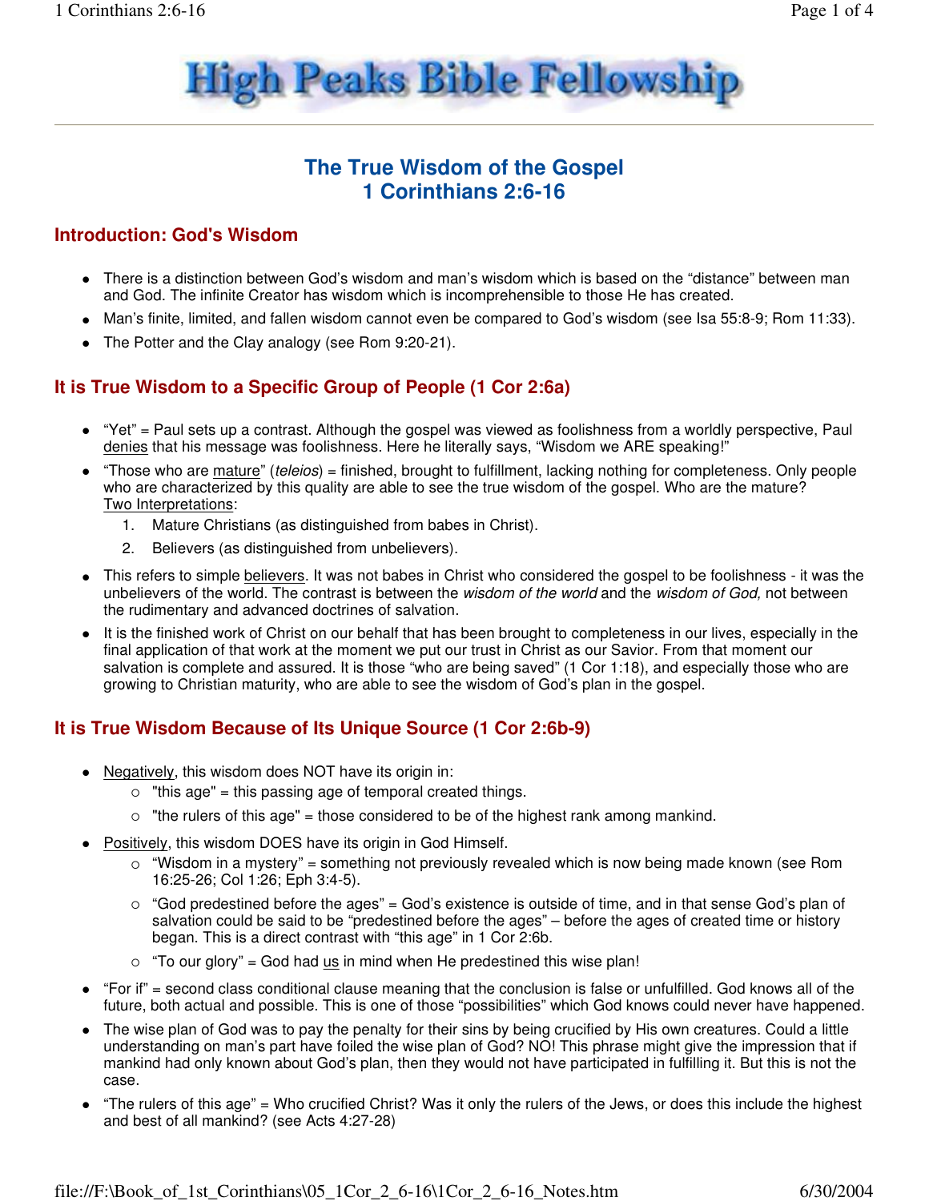# High Peaks Bible Fellowship

## The True Wisdom of the Gospel
## 1 Corinthians 2:6-16

### Introduction: God's Wisdom

- There is a distinction between God's wisdom and man's wisdom which is based on the "distance" between man and God. The infinite Creator has wisdom which is incomprehensible to those He has created.
- Man's finite, limited, and fallen wisdom cannot even be compared to God's wisdom (see Isa 55:8-9; Rom 11:33).
- The Potter and the Clay analogy (see Rom 9:20-21).

### It is True Wisdom to a Specific Group of People (1 Cor 2:6a)

- "Yet" = Paul sets up a contrast. Although the gospel was viewed as foolishness from a worldly perspective, Paul <u>denies</u> that his message was foolishness. Here he literally says, "Wisdom we ARE speaking!"
- "Those who are <u>mature</u>" (*teleios*) = finished, brought to fulfillment, lacking nothing for completeness. Only people who are characterized by this quality are able to see the true wisdom of the gospel. Who are the mature? <u>Two Interpretations</u>:
  1. Mature Christians (as distinguished from babes in Christ).
  2. Believers (as distinguished from unbelievers).
- This refers to simple <u>believers</u>. It was not babes in Christ who considered the gospel to be foolishness - it was the unbelievers of the world. The contrast is between the *wisdom of the world* and the *wisdom of God,* not between the rudimentary and advanced doctrines of salvation.
- It is the finished work of Christ on our behalf that has been brought to completeness in our lives, especially in the final application of that work at the moment we put our trust in Christ as our Savior. From that moment our salvation is complete and assured. It is those "who are being saved" (1 Cor 1:18), and especially those who are growing to Christian maturity, who are able to see the wisdom of God's plan in the gospel.

### It is True Wisdom Because of Its Unique Source (1 Cor 2:6b-9)

- <u>Negatively</u>, this wisdom does NOT have its origin in:
  - "this age" = this passing age of temporal created things.
  - "the rulers of this age" = those considered to be of the highest rank among mankind.
- <u>Positively</u>, this wisdom DOES have its origin in God Himself.
  - "Wisdom in a mystery" = something not previously revealed which is now being made known (see Rom 16:25-26; Col 1:26; Eph 3:4-5).
  - "God predestined before the ages" = God's existence is outside of time, and in that sense God's plan of salvation could be said to be "predestined before the ages" – before the ages of created time or history began. This is a direct contrast with "this age" in 1 Cor 2:6b.
  - "To our glory" = God had <u>us</u> in mind when He predestined this wise plan!
- "For if" = second class conditional clause meaning that the conclusion is false or unfulfilled. God knows all of the future, both actual and possible. This is one of those "possibilities" which God knows could never have happened.
- The wise plan of God was to pay the penalty for their sins by being crucified by His own creatures. Could a little understanding on man's part have foiled the wise plan of God? NO! This phrase might give the impression that if mankind had only known about God's plan, then they would not have participated in fulfilling it. But this is not the case.
- "The rulers of this age" = Who crucified Christ? Was it only the rulers of the Jews, or does this include the highest and best of all mankind? (see Acts 4:27-28)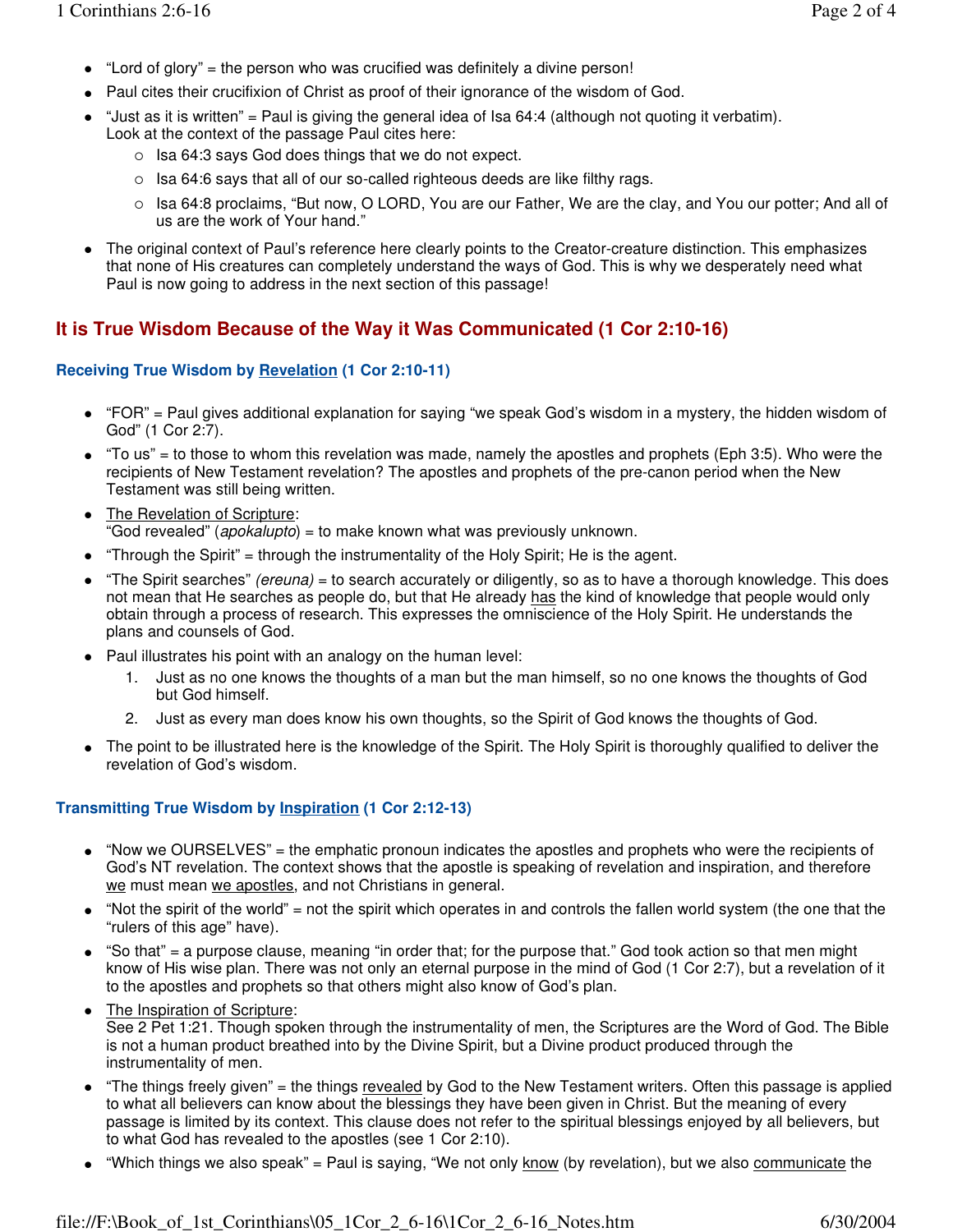- "Lord of glory" = the person who was crucified was definitely a divine person!
- Paul cites their crucifixion of Christ as proof of their ignorance of the wisdom of God.
- "Just as it is written" = Paul is giving the general idea of Isa 64:4 (although not quoting it verbatim). Look at the context of the passage Paul cites here:
  - Isa 64:3 says God does things that we do not expect.
  - Isa 64:6 says that all of our so-called righteous deeds are like filthy rags.
  - Isa 64:8 proclaims, "But now, O LORD, You are our Father, We are the clay, and You our potter; And all of us are the work of Your hand."
- The original context of Paul's reference here clearly points to the Creator-creature distinction. This emphasizes that none of His creatures can completely understand the ways of God. This is why we desperately need what Paul is now going to address in the next section of this passage!

## It is True Wisdom Because of the Way it Was Communicated (1 Cor 2:10-16)

### Receiving True Wisdom by Revelation (1 Cor 2:10-11)

- "FOR" = Paul gives additional explanation for saying "we speak God's wisdom in a mystery, the hidden wisdom of God" (1 Cor 2:7).
- "To us" = to those to whom this revelation was made, namely the apostles and prophets (Eph 3:5). Who were the recipients of New Testament revelation? The apostles and prophets of the pre-canon period when the New Testament was still being written.
- The Revelation of Scripture:
  "God revealed" (*apokalupto*) = to make known what was previously unknown.
- "Through the Spirit" = through the instrumentality of the Holy Spirit; He is the agent.
- "The Spirit searches" *(ereuna)* = to search accurately or diligently, so as to have a thorough knowledge. This does not mean that He searches as people do, but that He already has the kind of knowledge that people would only obtain through a process of research. This expresses the omniscience of the Holy Spirit. He understands the plans and counsels of God.
- Paul illustrates his point with an analogy on the human level:
  1. Just as no one knows the thoughts of a man but the man himself, so no one knows the thoughts of God but God himself.
  2. Just as every man does know his own thoughts, so the Spirit of God knows the thoughts of God.
- The point to be illustrated here is the knowledge of the Spirit. The Holy Spirit is thoroughly qualified to deliver the revelation of God's wisdom.

### Transmitting True Wisdom by Inspiration (1 Cor 2:12-13)

- "Now we OURSELVES" = the emphatic pronoun indicates the apostles and prophets who were the recipients of God's NT revelation. The context shows that the apostle is speaking of revelation and inspiration, and therefore we must mean we apostles, and not Christians in general.
- "Not the spirit of the world" = not the spirit which operates in and controls the fallen world system (the one that the "rulers of this age" have).
- "So that" = a purpose clause, meaning "in order that; for the purpose that." God took action so that men might know of His wise plan. There was not only an eternal purpose in the mind of God (1 Cor 2:7), but a revelation of it to the apostles and prophets so that others might also know of God's plan.
- The Inspiration of Scripture:
  See 2 Pet 1:21. Though spoken through the instrumentality of men, the Scriptures are the Word of God. The Bible is not a human product breathed into by the Divine Spirit, but a Divine product produced through the instrumentality of men.
- "The things freely given" = the things revealed by God to the New Testament writers. Often this passage is applied to what all believers can know about the blessings they have been given in Christ. But the meaning of every passage is limited by its context. This clause does not refer to the spiritual blessings enjoyed by all believers, but to what God has revealed to the apostles (see 1 Cor 2:10).
- "Which things we also speak" = Paul is saying, "We not only know (by revelation), but we also communicate the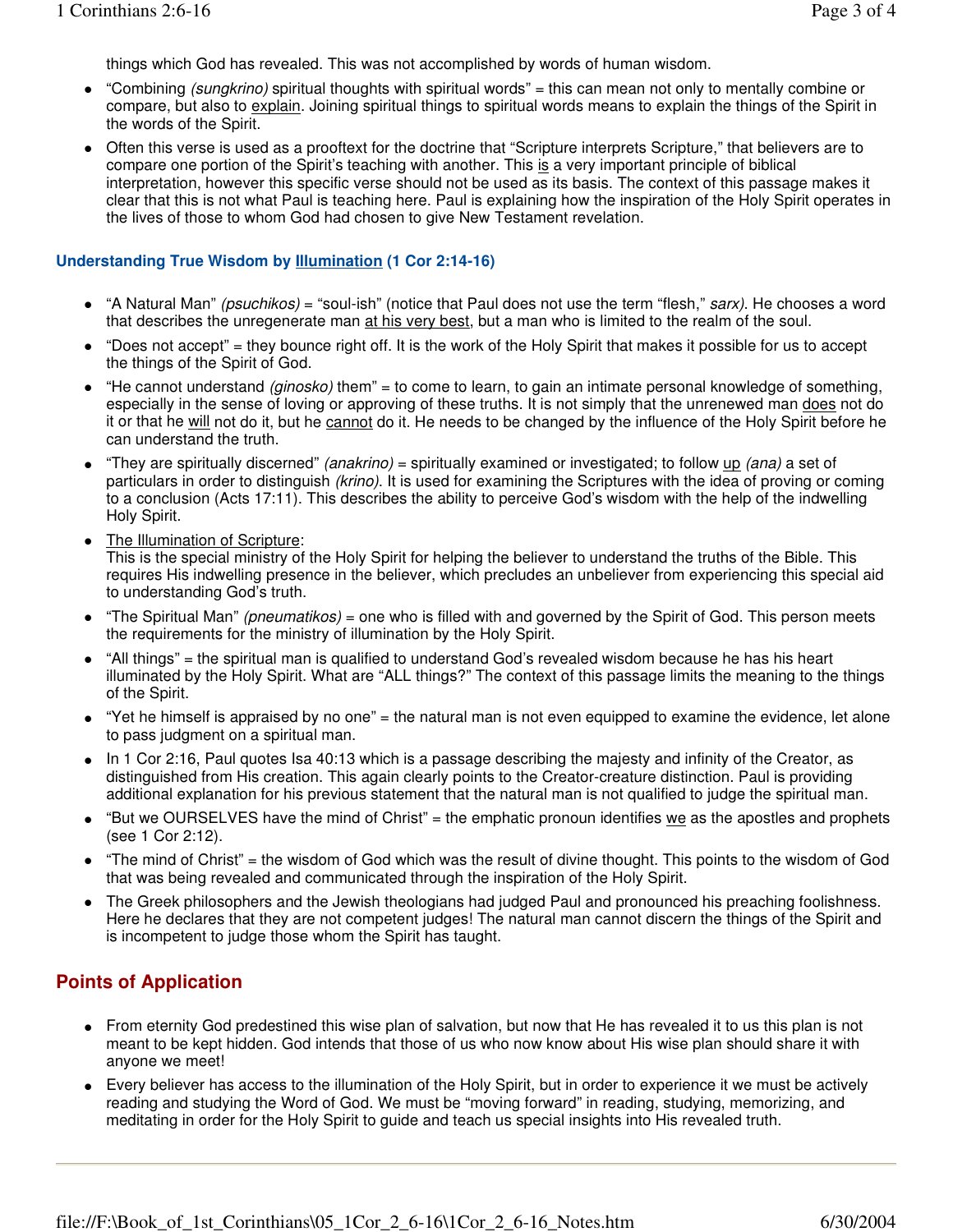things which God has revealed. This was not accomplished by words of human wisdom.

- "Combining *(sungkrino)* spiritual thoughts with spiritual words" = this can mean not only to mentally combine or compare, but also to <u>explain</u>. Joining spiritual things to spiritual words means to explain the things of the Spirit in the words of the Spirit.
- Often this verse is used as a prooftext for the doctrine that "Scripture interprets Scripture," that believers are to compare one portion of the Spirit's teaching with another. This <u>is</u> a very important principle of biblical interpretation, however this specific verse should not be used as its basis. The context of this passage makes it clear that this is not what Paul is teaching here. Paul is explaining how the inspiration of the Holy Spirit operates in the lives of those to whom God had chosen to give New Testament revelation.

### Understanding True Wisdom by <u>Illumination</u> (1 Cor 2:14-16)

- "A Natural Man" *(psuchikos)* = "soul-ish" (notice that Paul does not use the term "flesh," *sarx)*. He chooses a word that describes the unregenerate man <u>at his very best</u>, but a man who is limited to the realm of the soul.
- "Does not accept" = they bounce right off. It is the work of the Holy Spirit that makes it possible for us to accept the things of the Spirit of God.
- "He cannot understand *(ginosko)* them" = to come to learn, to gain an intimate personal knowledge of something, especially in the sense of loving or approving of these truths. It is not simply that the unrenewed man <u>does</u> not do it or that he <u>will</u> not do it, but he <u>cannot</u> do it. He needs to be changed by the influence of the Holy Spirit before he can understand the truth.
- "They are spiritually discerned" *(anakrino)* = spiritually examined or investigated; to follow <u>up</u> *(ana)* a set of particulars in order to distinguish *(krino)*. It is used for examining the Scriptures with the idea of proving or coming to a conclusion (Acts 17:11). This describes the ability to perceive God's wisdom with the help of the indwelling Holy Spirit.
- <u>The Illumination of Scripture</u>:
  This is the special ministry of the Holy Spirit for helping the believer to understand the truths of the Bible. This requires His indwelling presence in the believer, which precludes an unbeliever from experiencing this special aid to understanding God's truth.
- "The Spiritual Man" *(pneumatikos)* = one who is filled with and governed by the Spirit of God. This person meets the requirements for the ministry of illumination by the Holy Spirit.
- "All things" = the spiritual man is qualified to understand God's revealed wisdom because he has his heart illuminated by the Holy Spirit. What are "ALL things?" The context of this passage limits the meaning to the things of the Spirit.
- "Yet he himself is appraised by no one" = the natural man is not even equipped to examine the evidence, let alone to pass judgment on a spiritual man.
- In 1 Cor 2:16, Paul quotes Isa 40:13 which is a passage describing the majesty and infinity of the Creator, as distinguished from His creation. This again clearly points to the Creator-creature distinction. Paul is providing additional explanation for his previous statement that the natural man is not qualified to judge the spiritual man.
- "But we OURSELVES have the mind of Christ" = the emphatic pronoun identifies <u>we</u> as the apostles and prophets (see 1 Cor 2:12).
- "The mind of Christ" = the wisdom of God which was the result of divine thought. This points to the wisdom of God that was being revealed and communicated through the inspiration of the Holy Spirit.
- The Greek philosophers and the Jewish theologians had judged Paul and pronounced his preaching foolishness. Here he declares that they are not competent judges! The natural man cannot discern the things of the Spirit and is incompetent to judge those whom the Spirit has taught.

## Points of Application

- From eternity God predestined this wise plan of salvation, but now that He has revealed it to us this plan is not meant to be kept hidden. God intends that those of us who now know about His wise plan should share it with anyone we meet!
- Every believer has access to the illumination of the Holy Spirit, but in order to experience it we must be actively reading and studying the Word of God. We must be "moving forward" in reading, studying, memorizing, and meditating in order for the Holy Spirit to guide and teach us special insights into His revealed truth.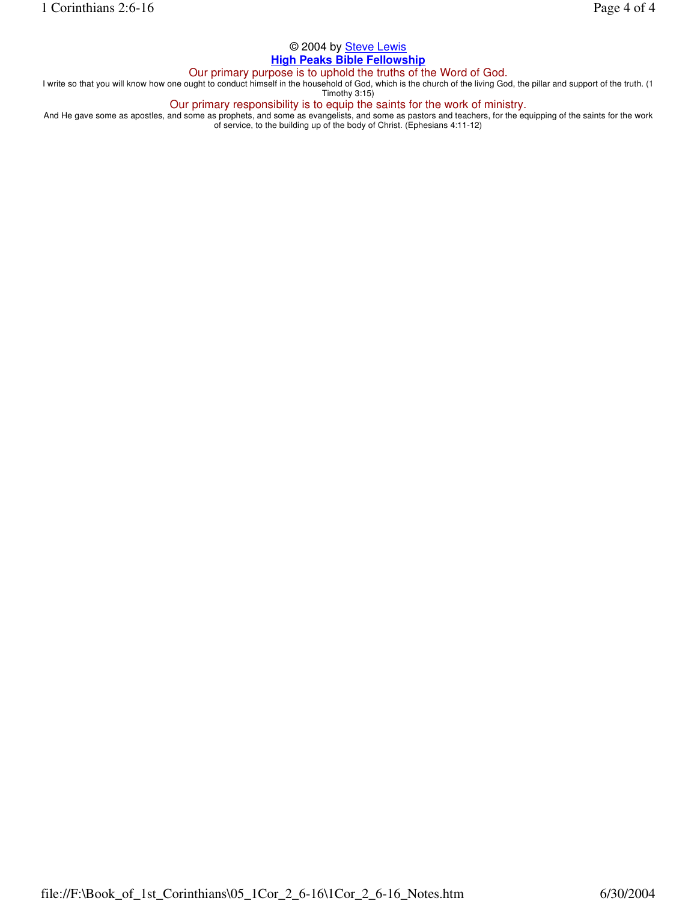© 2004 by Steve Lewis

**High Peaks Bible Fellowship**

Our primary purpose is to uphold the truths of the Word of God.

I write so that you will know how one ought to conduct himself in the household of God, which is the church of the living God, the pillar and support of the truth. (1 Timothy 3:15)

Our primary responsibility is to equip the saints for the work of ministry.

And He gave some as apostles, and some as prophets, and some as evangelists, and some as pastors and teachers, for the equipping of the saints for the work of service, to the building up of the body of Christ. (Ephesians 4:11-12)